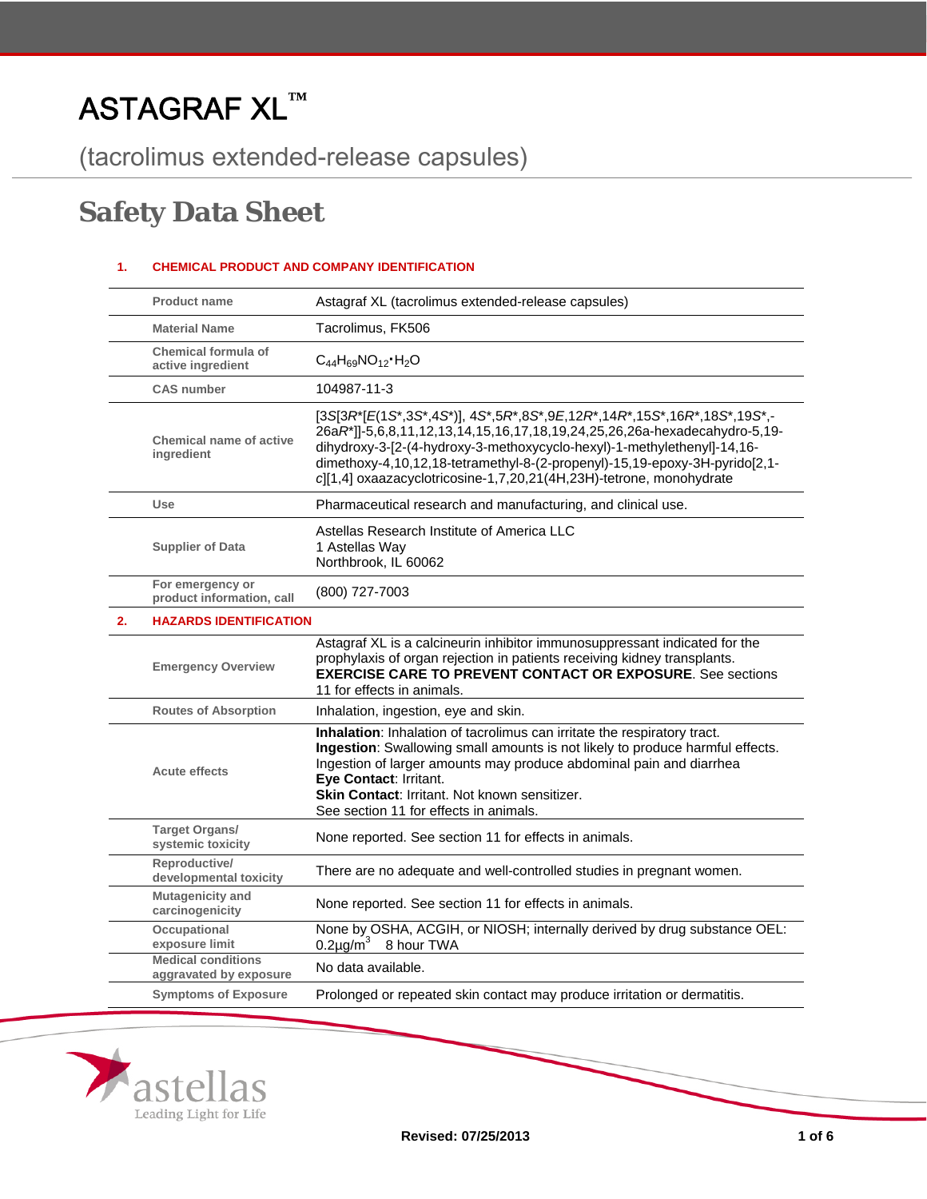# ASTAGRAF XL™

## (tacrolimus extended-release capsules)

# Safety Data Sheet

### 1. CHEMICAL PRODUCT AND COMPANY IDENTIFICATION

| | |
|---|---|
| Product name | Astagraf XL (tacrolimus extended-release capsules) |
| Material Name | Tacrolimus, FK506 |
| Chemical formula of active ingredient | $C_{44}H_{69}NO_{12} \cdot H_2O$ |
| CAS number | 104987-11-3 |
| Chemical name of active ingredient | [3*S*[3*R**[*E*(1*S**,3*S**,4*S**)], 4*S**,5*R**,8*S**,9*E*,12*R**,14*R**,15*S**,16*R**,18*S**,19*S**,-26a*R**]]-5,6,8,11,12,13,14,15,16,17,18,19,24,25,26,26a-hexadecahydro-5,19-dihydroxy-3-[2-(4-hydroxy-3-methoxycyclo-hexyl)-1-methylethenyl]-14,16-dimethoxy-4,10,12,18-tetramethyl-8-(2-propenyl)-15,19-epoxy-3H-pyrido[2,1-*c*][1,4] oxaazacyclotricosine-1,7,20,21(4H,23H)-tetrone, monohydrate |
| Use | Pharmaceutical research and manufacturing, and clinical use. |
| Supplier of Data | Astellas Research Institute of America LLC<br>1 Astellas Way<br>Northbrook, IL 60062 |
| For emergency or product information, call | (800) 727-7003 |

### 2. HAZARDS IDENTIFICATION

| | |
|---|---|
| Emergency Overview | Astagraf XL is a calcineurin inhibitor immunosuppressant indicated for the prophylaxis of organ rejection in patients receiving kidney transplants. **EXERCISE CARE TO PREVENT CONTACT OR EXPOSURE**. See sections 11 for effects in animals. |
| Routes of Absorption | Inhalation, ingestion, eye and skin. |
| Acute effects | **Inhalation**: Inhalation of tacrolimus can irritate the respiratory tract.<br>**Ingestion**: Swallowing small amounts is not likely to produce harmful effects. Ingestion of larger amounts may produce abdominal pain and diarrhea<br>**Eye Contact**: Irritant.<br>**Skin Contact**: Irritant. Not known sensitizer.<br>See section 11 for effects in animals. |
| Target Organs/ systemic toxicity | None reported. See section 11 for effects in animals. |
| Reproductive/ developmental toxicity | There are no adequate and well-controlled studies in pregnant women. |
| Mutagenicity and carcinogenicity | None reported. See section 11 for effects in animals. |
| Occupational exposure limit | None by OSHA, ACGIH, or NIOSH; internally derived by drug substance OEL: $0.2 \mu g/m^3$ 8 hour TWA |
| Medical conditions aggravated by exposure | No data available. |
| Symptoms of Exposure | Prolonged or repeated skin contact may produce irritation or dermatitis. |

Revised: 07/25/2013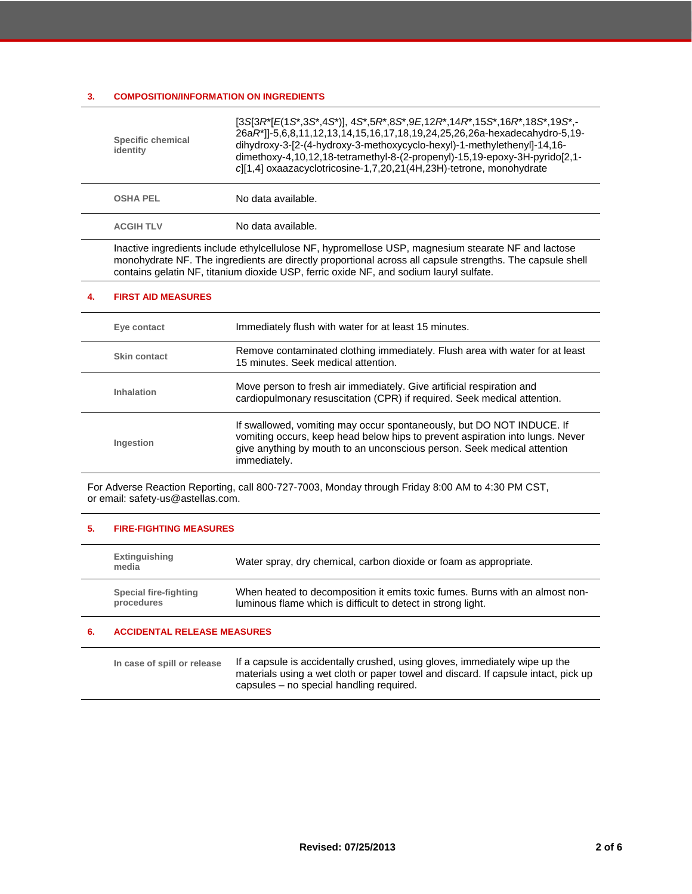## 3. COMPOSITION/INFORMATION ON INGREDIENTS

| | |
|---|---|
| **Specific chemical identity** | [3*S*[3*R**[*E*(1*S**,3*S**,4*S**)], 4*S**,5*R**,8*S**,9*E*,12*R**,14*R**,15*S**,16*R**,18*S**,19*S**,-26a*R**]]-5,6,8,11,12,13,14,15,16,17,18,19,24,25,26,26a-hexadecahydro-5,19-dihydroxy-3-[2-(4-hydroxy-3-methoxycyclo-hexyl)-1-methylethenyl]-14,16-dimethoxy-4,10,12,18-tetramethyl-8-(2-propenyl)-15,19-epoxy-3H-pyrido[2,1-*c*][1,4] oxaazacyclotricosine-1,7,20,21(4H,23H)-tetrone, monohydrate |
| **OSHA PEL** | No data available. |
| **ACGIH TLV** | No data available. |

Inactive ingredients include ethylcellulose NF, hypromellose USP, magnesium stearate NF and lactose monohydrate NF. The ingredients are directly proportional across all capsule strengths. The capsule shell contains gelatin NF, titanium dioxide USP, ferric oxide NF, and sodium lauryl sulfate.

## 4. FIRST AID MEASURES

| | |
|---|---|
| **Eye contact** | Immediately flush with water for at least 15 minutes. |
| **Skin contact** | Remove contaminated clothing immediately. Flush area with water for at least 15 minutes. Seek medical attention. |
| **Inhalation** | Move person to fresh air immediately. Give artificial respiration and cardiopulmonary resuscitation (CPR) if required. Seek medical attention. |
| **Ingestion** | If swallowed, vomiting may occur spontaneously, but DO NOT INDUCE. If vomiting occurs, keep head below hips to prevent aspiration into lungs. Never give anything by mouth to an unconscious person. Seek medical attention immediately. |

For Adverse Reaction Reporting, call 800-727-7003, Monday through Friday 8:00 AM to 4:30 PM CST, or email: safety-us@astellas.com.

## 5. FIRE-FIGHTING MEASURES

| | |
|---|---|
| **Extinguishing media** | Water spray, dry chemical, carbon dioxide or foam as appropriate. |
| **Special fire-fighting procedures** | When heated to decomposition it emits toxic fumes. Burns with an almost non-luminous flame which is difficult to detect in strong light. |

## 6. ACCIDENTAL RELEASE MEASURES

| | |
|---|---|
| **In case of spill or release** | If a capsule is accidentally crushed, using gloves, immediately wipe up the materials using a wet cloth or paper towel and discard. If capsule intact, pick up capsules – no special handling required. |

Revised: 07/25/2013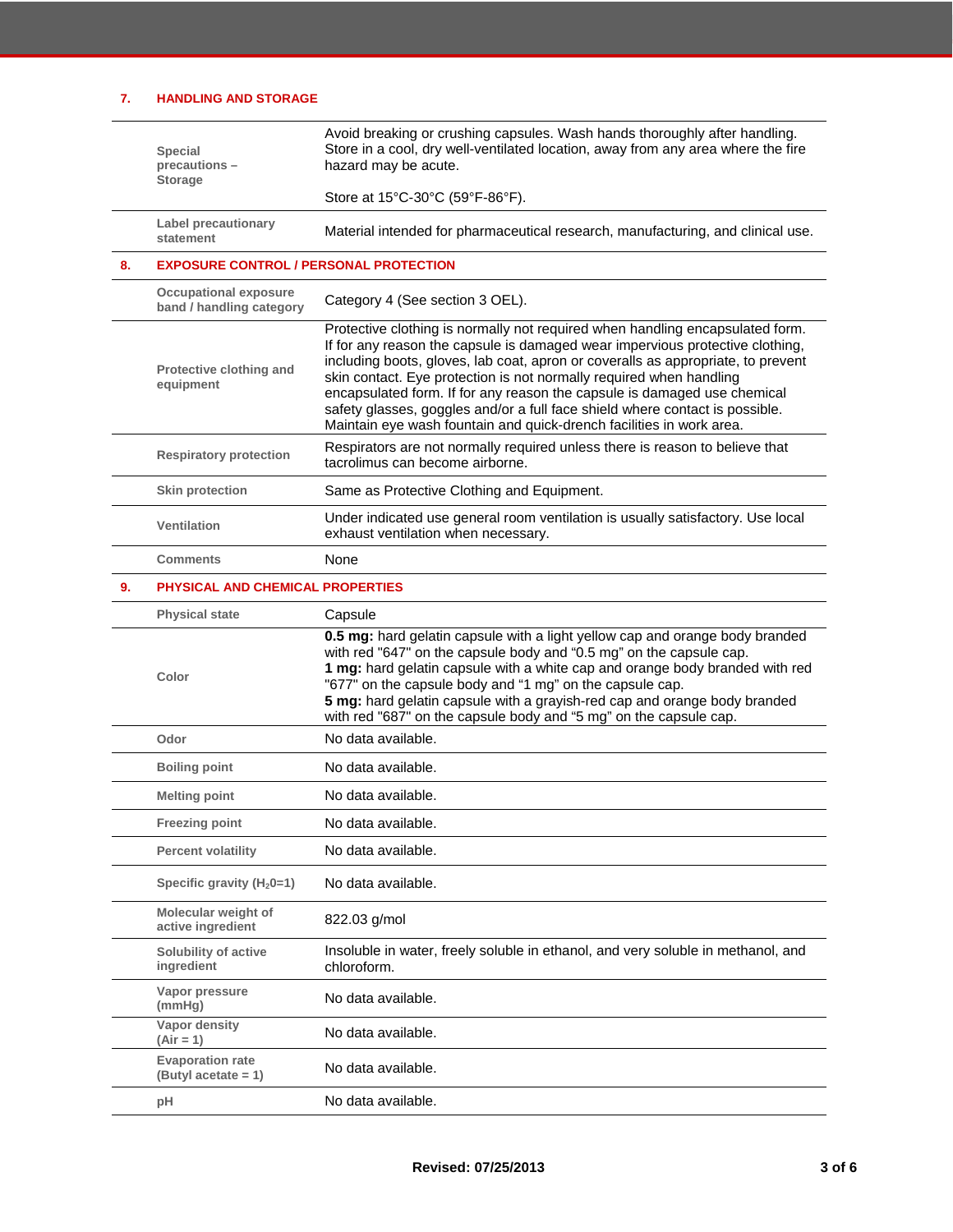## 7. HANDLING AND STORAGE

| | |
|---|---|
| **Special precautions – Storage** | Avoid breaking or crushing capsules. Wash hands thoroughly after handling. Store in a cool, dry well-ventilated location, away from any area where the fire hazard may be acute.<br><br>Store at 15°C-30°C (59°F-86°F). |
| **Label precautionary statement** | Material intended for pharmaceutical research, manufacturing, and clinical use. |

## 8. EXPOSURE CONTROL / PERSONAL PROTECTION

| | |
|---|---|
| **Occupational exposure band / handling category** | Category 4 (See section 3 OEL). |
| **Protective clothing and equipment** | Protective clothing is normally not required when handling encapsulated form. If for any reason the capsule is damaged wear impervious protective clothing, including boots, gloves, lab coat, apron or coveralls as appropriate, to prevent skin contact. Eye protection is not normally required when handling encapsulated form. If for any reason the capsule is damaged use chemical safety glasses, goggles and/or a full face shield where contact is possible. Maintain eye wash fountain and quick-drench facilities in work area. |
| **Respiratory protection** | Respirators are not normally required unless there is reason to believe that tacrolimus can become airborne. |
| **Skin protection** | Same as Protective Clothing and Equipment. |
| **Ventilation** | Under indicated use general room ventilation is usually satisfactory. Use local exhaust ventilation when necessary. |
| **Comments** | None |

## 9. PHYSICAL AND CHEMICAL PROPERTIES

| | |
|---|---|
| **Physical state** | Capsule |
| **Color** | **0.5 mg:** hard gelatin capsule with a light yellow cap and orange body branded with red "647" on the capsule body and "0.5 mg" on the capsule cap.<br>**1 mg:** hard gelatin capsule with a white cap and orange body branded with red "677" on the capsule body and "1 mg" on the capsule cap.<br>**5 mg:** hard gelatin capsule with a grayish-red cap and orange body branded with red "687" on the capsule body and "5 mg" on the capsule cap. |
| **Odor** | No data available. |
| **Boiling point** | No data available. |
| **Melting point** | No data available. |
| **Freezing point** | No data available. |
| **Percent volatility** | No data available. |
| **Specific gravity ($H_20$=1)** | No data available. |
| **Molecular weight of active ingredient** | 822.03 g/mol |
| **Solubility of active ingredient** | Insoluble in water, freely soluble in ethanol, and very soluble in methanol, and chloroform. |
| **Vapor pressure (mmHg)** | No data available. |
| **Vapor density (Air = 1)** | No data available. |
| **Evaporation rate (Butyl acetate = 1)** | No data available. |
| **pH** | No data available. |

**Revised: 07/25/2013**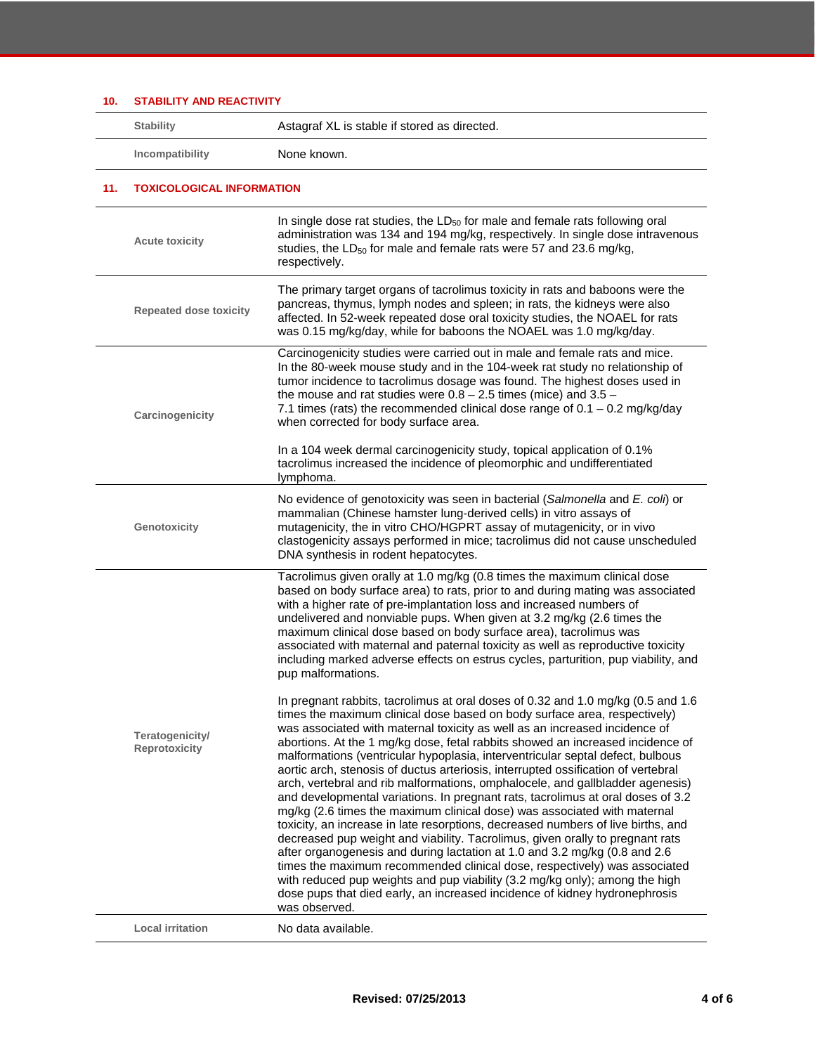## 10. STABILITY AND REACTIVITY

| | |
|---|---|
| **Stability** | Astagraf XL is stable if stored as directed. |
| **Incompatibility** | None known. |

## 11. TOXICOLOGICAL INFORMATION

| | |
|---|---|
| **Acute toxicity** | In single dose rat studies, the $LD_{50}$ for male and female rats following oral administration was 134 and 194 mg/kg, respectively. In single dose intravenous studies, the $LD_{50}$ for male and female rats were 57 and 23.6 mg/kg, respectively. |
| **Repeated dose toxicity** | The primary target organs of tacrolimus toxicity in rats and baboons were the pancreas, thymus, lymph nodes and spleen; in rats, the kidneys were also affected. In 52-week repeated dose oral toxicity studies, the NOAEL for rats was 0.15 mg/kg/day, while for baboons the NOAEL was 1.0 mg/kg/day. |
| **Carcinogenicity** | Carcinogenicity studies were carried out in male and female rats and mice. In the 80-week mouse study and in the 104-week rat study no relationship of tumor incidence to tacrolimus dosage was found. The highest doses used in the mouse and rat studies were 0.8 – 2.5 times (mice) and 3.5 – 7.1 times (rats) the recommended clinical dose range of 0.1 – 0.2 mg/kg/day when corrected for body surface area.<br><br>In a 104 week dermal carcinogenicity study, topical application of 0.1% tacrolimus increased the incidence of pleomorphic and undifferentiated lymphoma. |
| **Genotoxicity** | No evidence of genotoxicity was seen in bacterial (*Salmonella* and *E. coli*) or mammalian (Chinese hamster lung-derived cells) in vitro assays of mutagenicity, the in vitro CHO/HGPRT assay of mutagenicity, or in vivo clastogenicity assays performed in mice; tacrolimus did not cause unscheduled DNA synthesis in rodent hepatocytes. |
| **Teratogenicity/ Reprotoxicity** | Tacrolimus given orally at 1.0 mg/kg (0.8 times the maximum clinical dose based on body surface area) to rats, prior to and during mating was associated with a higher rate of pre-implantation loss and increased numbers of undelivered and nonviable pups. When given at 3.2 mg/kg (2.6 times the maximum clinical dose based on body surface area), tacrolimus was associated with maternal and paternal toxicity as well as reproductive toxicity including marked adverse effects on estrus cycles, parturition, pup viability, and pup malformations.<br><br>In pregnant rabbits, tacrolimus at oral doses of 0.32 and 1.0 mg/kg (0.5 and 1.6 times the maximum clinical dose based on body surface area, respectively) was associated with maternal toxicity as well as an increased incidence of abortions. At the 1 mg/kg dose, fetal rabbits showed an increased incidence of malformations (ventricular hypoplasia, interventricular septal defect, bulbous aortic arch, stenosis of ductus arteriosis, interrupted ossification of vertebral arch, vertebral and rib malformations, omphalocele, and gallbladder agenesis) and developmental variations. In pregnant rats, tacrolimus at oral doses of 3.2 mg/kg (2.6 times the maximum clinical dose) was associated with maternal toxicity, an increase in late resorptions, decreased numbers of live births, and decreased pup weight and viability. Tacrolimus, given orally to pregnant rats after organogenesis and during lactation at 1.0 and 3.2 mg/kg (0.8 and 2.6 times the maximum recommended clinical dose, respectively) was associated with reduced pup weights and pup viability (3.2 mg/kg only); among the high dose pups that died early, an increased incidence of kidney hydronephrosis was observed. |
| **Local irritation** | No data available. |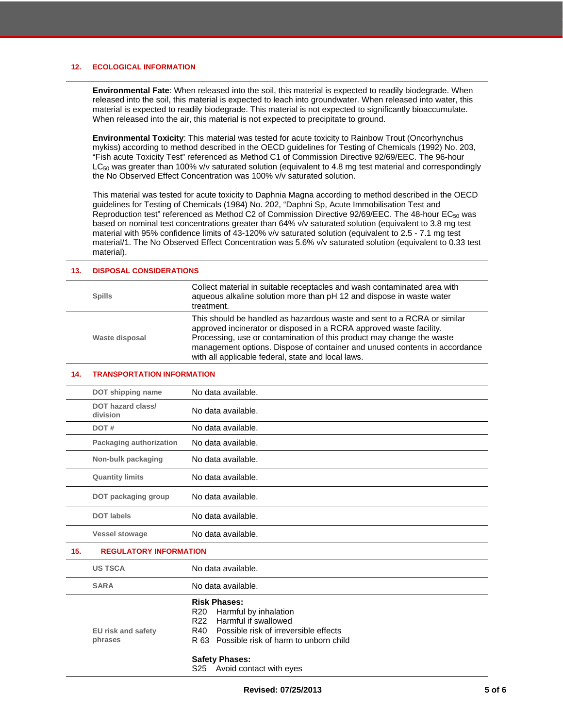## 12. ECOLOGICAL INFORMATION

**Environmental Fate**: When released into the soil, this material is expected to readily biodegrade. When released into the soil, this material is expected to leach into groundwater. When released into water, this material is expected to readily biodegrade. This material is not expected to significantly bioaccumulate. When released into the air, this material is not expected to precipitate to ground.

**Environmental Toxicity**: This material was tested for acute toxicity to Rainbow Trout (Oncorhynchus mykiss) according to method described in the OECD guidelines for Testing of Chemicals (1992) No. 203, "Fish acute Toxicity Test" referenced as Method C1 of Commission Directive 92/69/EEC. The 96-hour $LC_{50}$ was greater than 100% v/v saturated solution (equivalent to 4.8 mg test material and correspondingly the No Observed Effect Concentration was 100% v/v saturated solution.

This material was tested for acute toxicity to Daphnia Magna according to method described in the OECD guidelines for Testing of Chemicals (1984) No. 202, "Daphni Sp, Acute Immobilisation Test and Reproduction test" referenced as Method C2 of Commission Directive 92/69/EEC. The 48-hour $EC_{50}$ was based on nominal test concentrations greater than 64% v/v saturated solution (equivalent to 3.8 mg test material with 95% confidence limits of 43-120% v/v saturated solution (equivalent to 2.5 - 7.1 mg test material/1. The No Observed Effect Concentration was 5.6% v/v saturated solution (equivalent to 0.33 test material).

## 13. DISPOSAL CONSIDERATIONS

| | |
|---|---|
| **Spills** | Collect material in suitable receptacles and wash contaminated area with aqueous alkaline solution more than pH 12 and dispose in waste water treatment. |
| **Waste disposal** | This should be handled as hazardous waste and sent to a RCRA or similar approved incinerator or disposed in a RCRA approved waste facility. Processing, use or contamination of this product may change the waste management options. Dispose of container and unused contents in accordance with all applicable federal, state and local laws. |

## 14. TRANSPORTATION INFORMATION

| | |
|---|---|
| **DOT shipping name** | No data available. |
| **DOT hazard class/ division** | No data available. |
| **DOT #** | No data available. |
| **Packaging authorization** | No data available. |
| **Non-bulk packaging** | No data available. |
| **Quantity limits** | No data available. |
| **DOT packaging group** | No data available. |
| **DOT labels** | No data available. |
| **Vessel stowage** | No data available. |

## 15. REGULATORY INFORMATION

| | |
|---|---|
| **US TSCA** | No data available. |
| **SARA** | No data available. |
| **EU risk and safety phrases** | **Risk Phases:**<br>R20 Harmful by inhalation<br>R22 Harmful if swallowed<br>R40 Possible risk of irreversible effects<br>R 63 Possible risk of harm to unborn child<br><br>**Safety Phases:**<br>S25 Avoid contact with eyes |

Revised: 07/25/2013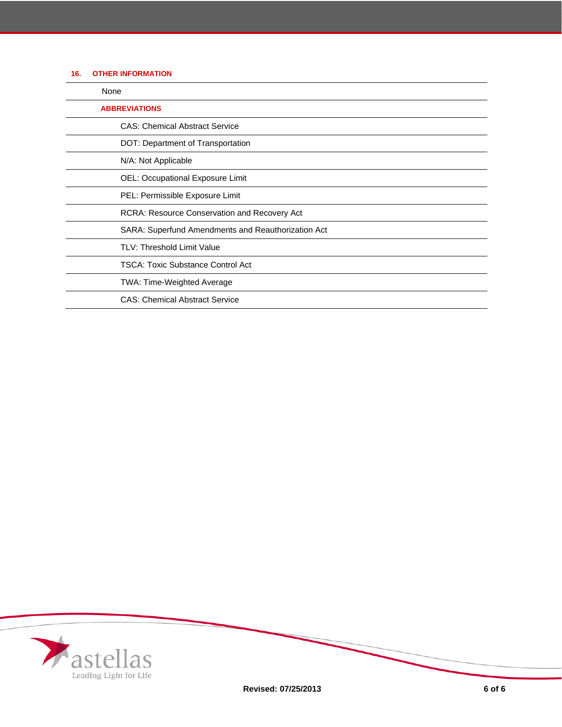## 16. OTHER INFORMATION

None

### ABBREVIATIONS

CAS: Chemical Abstract Service

DOT: Department of Transportation

N/A: Not Applicable

OEL: Occupational Exposure Limit

PEL: Permissible Exposure Limit

RCRA: Resource Conservation and Recovery Act

SARA: Superfund Amendments and Reauthorization Act

TLV: Threshold Limit Value

TSCA: Toxic Substance Control Act

TWA: Time-Weighted Average

CAS: Chemical Abstract Service

astellas
Leading Light for Life

**Revised: 07/25/2013**